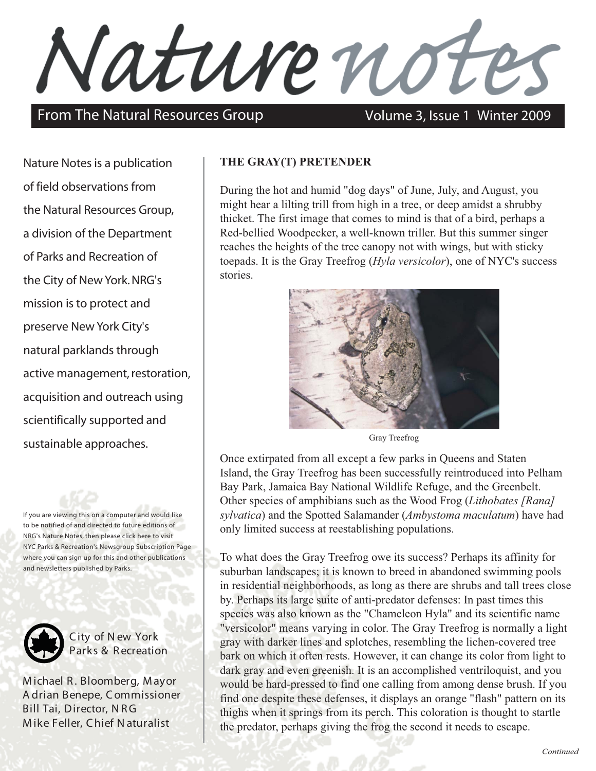# Nature notes

From The Natural Resources Group — Volume 3, Issue 1 Winter 2009

Nature Notes is a publication of field observations from the Natural Resources Group, a division of the Department of Parks and Recreation of the City of New York. NRG's mission is to protect and preserve New York City's natural parklands through active management, restoration, acquisition and outreach using scientifically supported and sustainable approaches.

If you are viewing this on a computer and would like to be notified of and directed to future editions of NRG's Nature Notes, then please click here to visit NYC Parks & Recreation's Newsgroup Subscription Page where you can sign up for this and other publications and newsletters published by Parks.

City of New York Parks & Recreation

Michael R. Bloomberg, Mayor
Adrian Benepe, Commissioner
Bill Tai, Director, NRG
Mike Feller, Chief Naturalist

## THE GRAY(T) PRETENDER

During the hot and humid "dog days" of June, July, and August, you might hear a lilting trill from high in a tree, or deep amidst a shrubby thicket. The first image that comes to mind is that of a bird, perhaps a Red-bellied Woodpecker, a well-known triller. But this summer singer reaches the heights of the tree canopy not with wings, but with sticky toepads. It is the Gray Treefrog (*Hyla versicolor*), one of NYC's success stories.

Gray Treefrog

Once extirpated from all except a few parks in Queens and Staten Island, the Gray Treefrog has been successfully reintroduced into Pelham Bay Park, Jamaica Bay National Wildlife Refuge, and the Greenbelt. Other species of amphibians such as the Wood Frog (*Lithobates [Rana] sylvatica*) and the Spotted Salamander (*Ambystoma maculatum*) have had only limited success at reestablishing populations.

To what does the Gray Treefrog owe its success? Perhaps its affinity for suburban landscapes; it is known to breed in abandoned swimming pools in residential neighborhoods, as long as there are shrubs and tall trees close by. Perhaps its large suite of anti-predator defenses: In past times this species was also known as the "Chameleon Hyla" and its scientific name "versicolor" means varying in color. The Gray Treefrog is normally a light gray with darker lines and splotches, resembling the lichen-covered tree bark on which it often rests. However, it can change its color from light to dark gray and even greenish. It is an accomplished ventriloquist, and you would be hard-pressed to find one calling from among dense brush. If you find one despite these defenses, it displays an orange "flash" pattern on its thighs when it springs from its perch. This coloration is thought to startle the predator, perhaps giving the frog the second it needs to escape.

*Continued*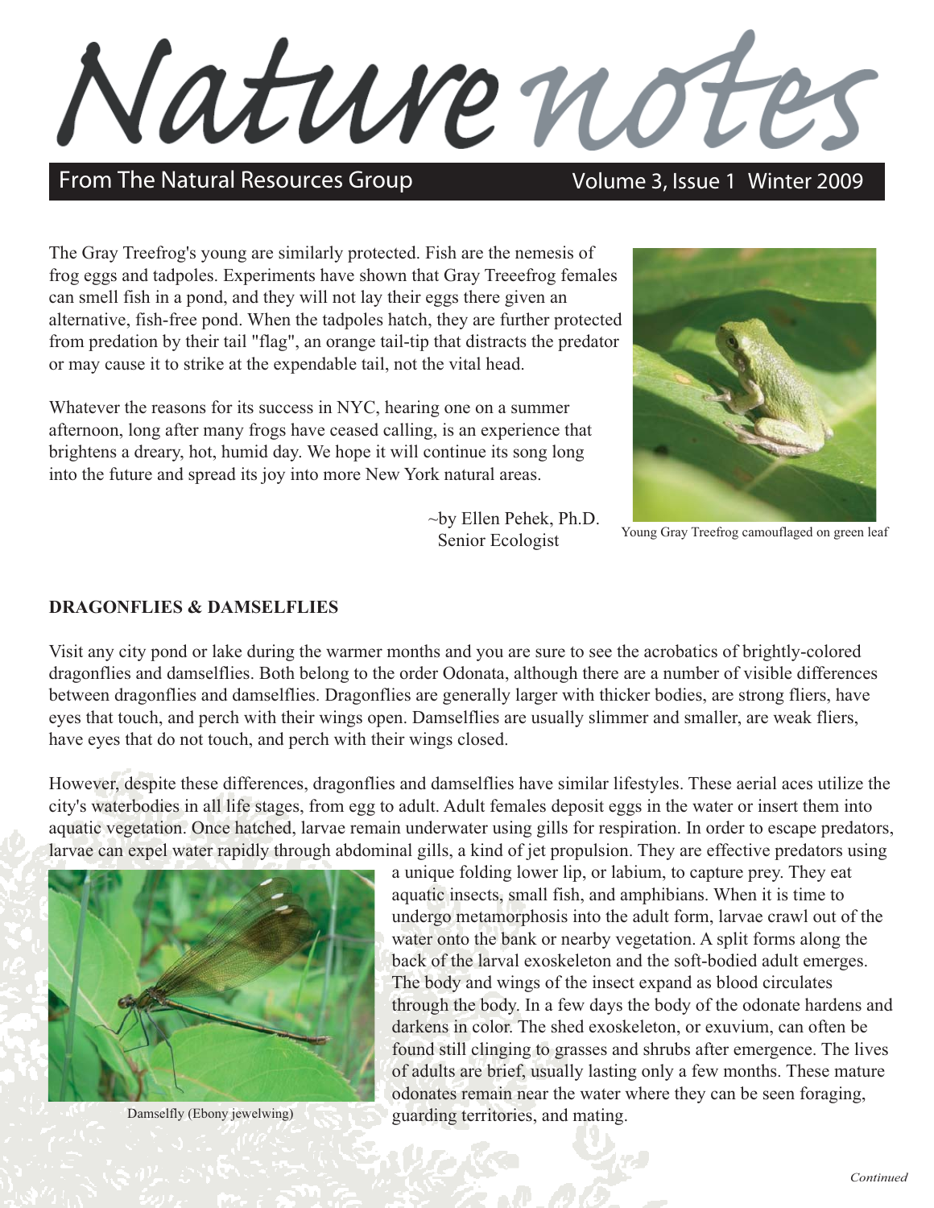# Nature notes

From The Natural Resources Group — Volume 3, Issue 1 Winter 2009

The Gray Treefrog's young are similarly protected. Fish are the nemesis of frog eggs and tadpoles. Experiments have shown that Gray Treeefrog females can smell fish in a pond, and they will not lay their eggs there given an alternative, fish-free pond. When the tadpoles hatch, they are further protected from predation by their tail "flag", an orange tail-tip that distracts the predator or may cause it to strike at the expendable tail, not the vital head.

Whatever the reasons for its success in NYC, hearing one on a summer afternoon, long after many frogs have ceased calling, is an experience that brightens a dreary, hot, humid day. We hope it will continue its song long into the future and spread its joy into more New York natural areas.

~by Ellen Pehek, Ph.D.
Senior Ecologist

Young Gray Treefrog camouflaged on green leaf

**DRAGONFLIES & DAMSELFLIES**

Visit any city pond or lake during the warmer months and you are sure to see the acrobatics of brightly-colored dragonflies and damselflies. Both belong to the order Odonata, although there are a number of visible differences between dragonflies and damselflies. Dragonflies are generally larger with thicker bodies, are strong fliers, have eyes that touch, and perch with their wings open. Damselflies are usually slimmer and smaller, are weak fliers, have eyes that do not touch, and perch with their wings closed.

However, despite these differences, dragonflies and damselflies have similar lifestyles. These aerial aces utilize the city's waterbodies in all life stages, from egg to adult. Adult females deposit eggs in the water or insert them into aquatic vegetation. Once hatched, larvae remain underwater using gills for respiration. In order to escape predators, larvae can expel water rapidly through abdominal gills, a kind of jet propulsion. They are effective predators using a unique folding lower lip, or labium, to capture prey. They eat aquatic insects, small fish, and amphibians. When it is time to undergo metamorphosis into the adult form, larvae crawl out of the water onto the bank or nearby vegetation. A split forms along the back of the larval exoskeleton and the soft-bodied adult emerges. The body and wings of the insect expand as blood circulates through the body. In a few days the body of the odonate hardens and darkens in color. The shed exoskeleton, or exuvium, can often be found still clinging to grasses and shrubs after emergence. The lives of adults are brief, usually lasting only a few months. These mature odonates remain near the water where they can be seen foraging, guarding territories, and mating.

Damselfly (Ebony jewelwing)

*Continued*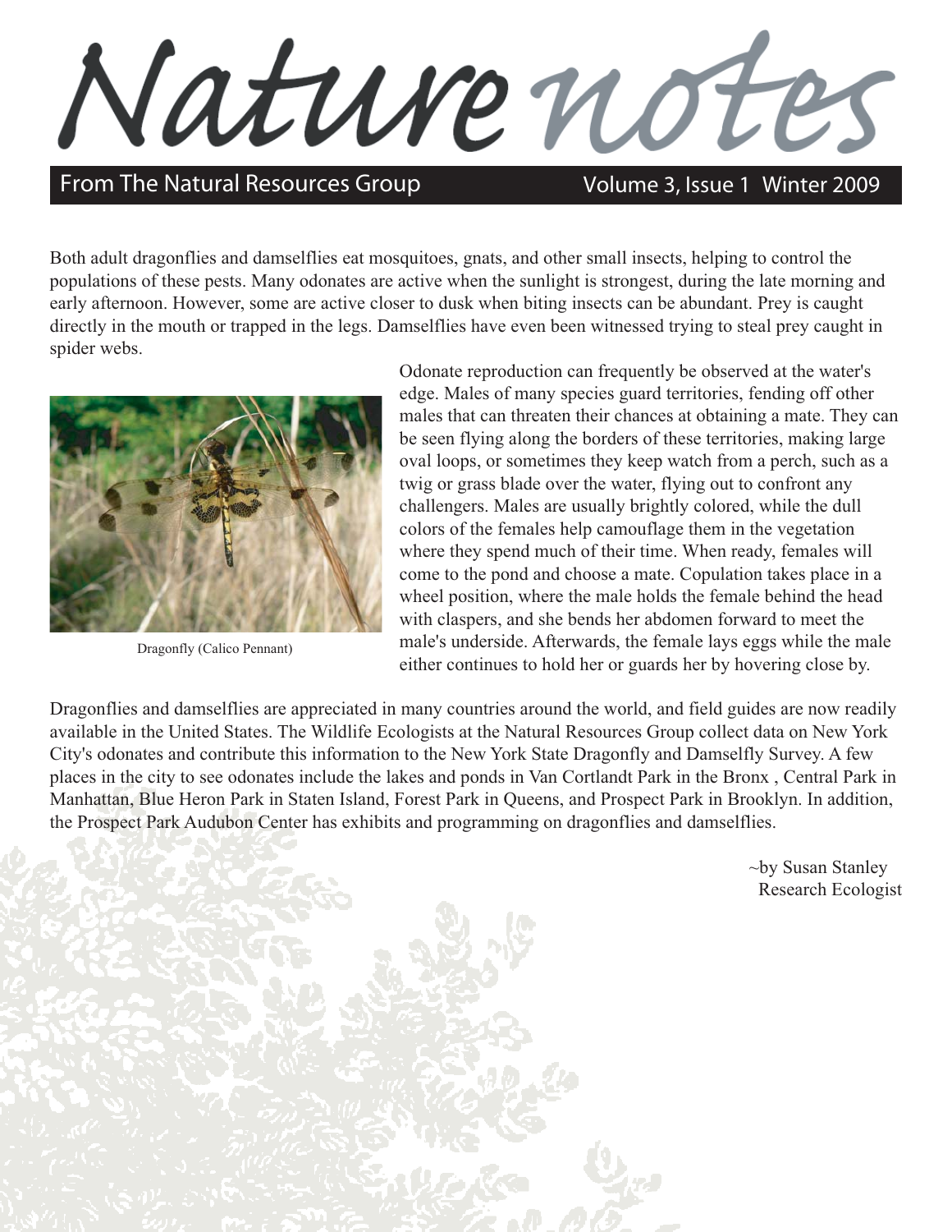Both adult dragonflies and damselflies eat mosquitoes, gnats, and other small insects, helping to control the populations of these pests. Many odonates are active when the sunlight is strongest, during the late morning and early afternoon. However, some are active closer to dusk when biting insects can be abundant. Prey is caught directly in the mouth or trapped in the legs. Damselflies have even been witnessed trying to steal prey caught in spider webs.

Dragonfly (Calico Pennant)

Odonate reproduction can frequently be observed at the water's edge. Males of many species guard territories, fending off other males that can threaten their chances at obtaining a mate. They can be seen flying along the borders of these territories, making large oval loops, or sometimes they keep watch from a perch, such as a twig or grass blade over the water, flying out to confront any challengers. Males are usually brightly colored, while the dull colors of the females help camouflage them in the vegetation where they spend much of their time. When ready, females will come to the pond and choose a mate. Copulation takes place in a wheel position, where the male holds the female behind the head with claspers, and she bends her abdomen forward to meet the male's underside. Afterwards, the female lays eggs while the male either continues to hold her or guards her by hovering close by.

Dragonflies and damselflies are appreciated in many countries around the world, and field guides are now readily available in the United States. The Wildlife Ecologists at the Natural Resources Group collect data on New York City's odonates and contribute this information to the New York State Dragonfly and Damselfly Survey. A few places in the city to see odonates include the lakes and ponds in Van Cortlandt Park in the Bronx , Central Park in Manhattan, Blue Heron Park in Staten Island, Forest Park in Queens, and Prospect Park in Brooklyn. In addition, the Prospect Park Audubon Center has exhibits and programming on dragonflies and damselflies.

~by Susan Stanley
Research Ecologist